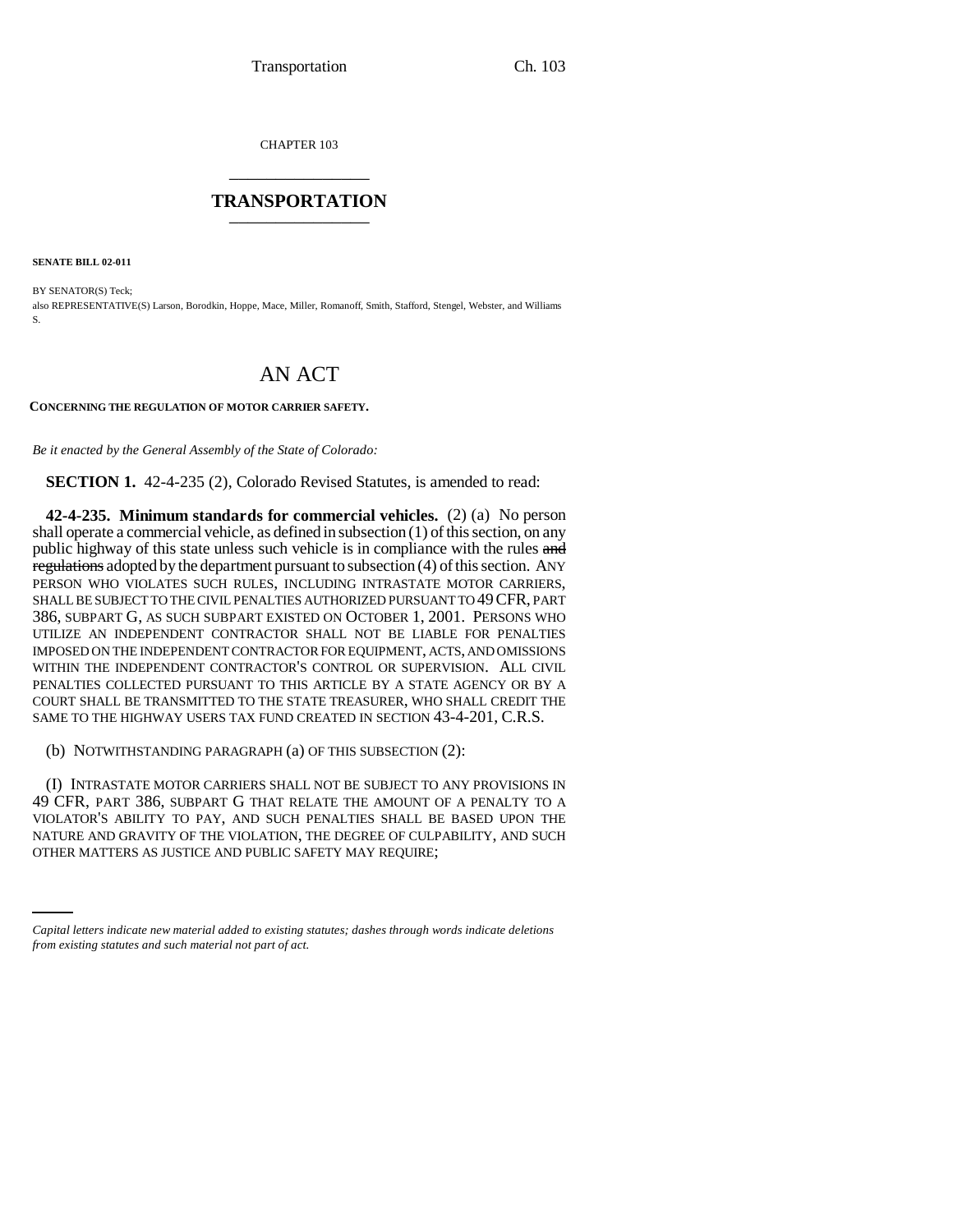CHAPTER 103

# TRANSPORTATION

**SENATE BILL 02-011**

BY SENATOR(S) Teck;
also REPRESENTATIVE(S) Larson, Borodkin, Hoppe, Mace, Miller, Romanoff, Smith, Stafford, Stengel, Webster, and Williams S.

# AN ACT

**CONCERNING THE REGULATION OF MOTOR CARRIER SAFETY.**

*Be it enacted by the General Assembly of the State of Colorado:*

**SECTION 1.** 42-4-235 (2), Colorado Revised Statutes, is amended to read:

**42-4-235. Minimum standards for commercial vehicles.** (2) (a) No person shall operate a commercial vehicle, as defined in subsection (1) of this section, on any public highway of this state unless such vehicle is in compliance with the rules ~~and regulations~~ adopted by the department pursuant to subsection (4) of this section. ANY PERSON WHO VIOLATES SUCH RULES, INCLUDING INTRASTATE MOTOR CARRIERS, SHALL BE SUBJECT TO THE CIVIL PENALTIES AUTHORIZED PURSUANT TO 49 CFR, PART 386, SUBPART G, AS SUCH SUBPART EXISTED ON OCTOBER 1, 2001. PERSONS WHO UTILIZE AN INDEPENDENT CONTRACTOR SHALL NOT BE LIABLE FOR PENALTIES IMPOSED ON THE INDEPENDENT CONTRACTOR FOR EQUIPMENT, ACTS, AND OMISSIONS WITHIN THE INDEPENDENT CONTRACTOR'S CONTROL OR SUPERVISION. ALL CIVIL PENALTIES COLLECTED PURSUANT TO THIS ARTICLE BY A STATE AGENCY OR BY A COURT SHALL BE TRANSMITTED TO THE STATE TREASURER, WHO SHALL CREDIT THE SAME TO THE HIGHWAY USERS TAX FUND CREATED IN SECTION 43-4-201, C.R.S.

(b) NOTWITHSTANDING PARAGRAPH (a) OF THIS SUBSECTION (2):

(I) INTRASTATE MOTOR CARRIERS SHALL NOT BE SUBJECT TO ANY PROVISIONS IN 49 CFR, PART 386, SUBPART G THAT RELATE THE AMOUNT OF A PENALTY TO A VIOLATOR'S ABILITY TO PAY, AND SUCH PENALTIES SHALL BE BASED UPON THE NATURE AND GRAVITY OF THE VIOLATION, THE DEGREE OF CULPABILITY, AND SUCH OTHER MATTERS AS JUSTICE AND PUBLIC SAFETY MAY REQUIRE;

*Capital letters indicate new material added to existing statutes; dashes through words indicate deletions from existing statutes and such material not part of act.*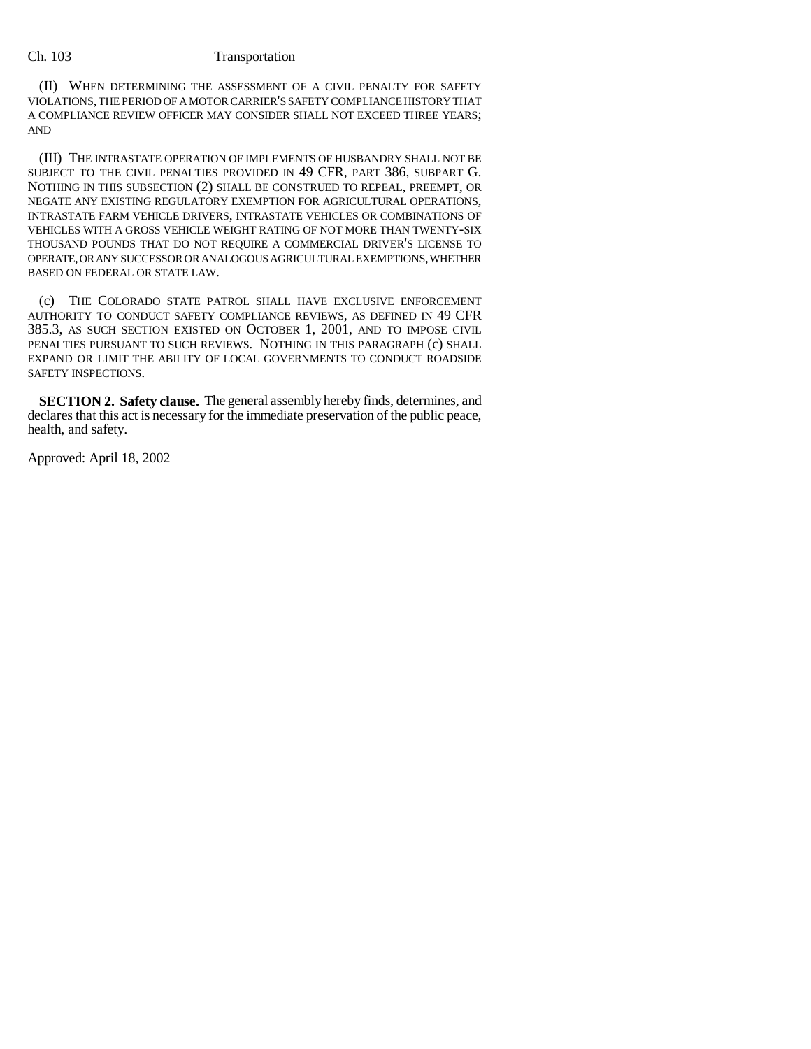(II) WHEN DETERMINING THE ASSESSMENT OF A CIVIL PENALTY FOR SAFETY VIOLATIONS, THE PERIOD OF A MOTOR CARRIER'S SAFETY COMPLIANCE HISTORY THAT A COMPLIANCE REVIEW OFFICER MAY CONSIDER SHALL NOT EXCEED THREE YEARS; AND

(III) THE INTRASTATE OPERATION OF IMPLEMENTS OF HUSBANDRY SHALL NOT BE SUBJECT TO THE CIVIL PENALTIES PROVIDED IN 49 CFR, PART 386, SUBPART G. NOTHING IN THIS SUBSECTION (2) SHALL BE CONSTRUED TO REPEAL, PREEMPT, OR NEGATE ANY EXISTING REGULATORY EXEMPTION FOR AGRICULTURAL OPERATIONS, INTRASTATE FARM VEHICLE DRIVERS, INTRASTATE VEHICLES OR COMBINATIONS OF VEHICLES WITH A GROSS VEHICLE WEIGHT RATING OF NOT MORE THAN TWENTY-SIX THOUSAND POUNDS THAT DO NOT REQUIRE A COMMERCIAL DRIVER'S LICENSE TO OPERATE, OR ANY SUCCESSOR OR ANALOGOUS AGRICULTURAL EXEMPTIONS, WHETHER BASED ON FEDERAL OR STATE LAW.

(c) THE COLORADO STATE PATROL SHALL HAVE EXCLUSIVE ENFORCEMENT AUTHORITY TO CONDUCT SAFETY COMPLIANCE REVIEWS, AS DEFINED IN 49 CFR 385.3, AS SUCH SECTION EXISTED ON OCTOBER 1, 2001, AND TO IMPOSE CIVIL PENALTIES PURSUANT TO SUCH REVIEWS. NOTHING IN THIS PARAGRAPH (c) SHALL EXPAND OR LIMIT THE ABILITY OF LOCAL GOVERNMENTS TO CONDUCT ROADSIDE SAFETY INSPECTIONS.

**SECTION 2. Safety clause.** The general assembly hereby finds, determines, and declares that this act is necessary for the immediate preservation of the public peace, health, and safety.

Approved: April 18, 2002